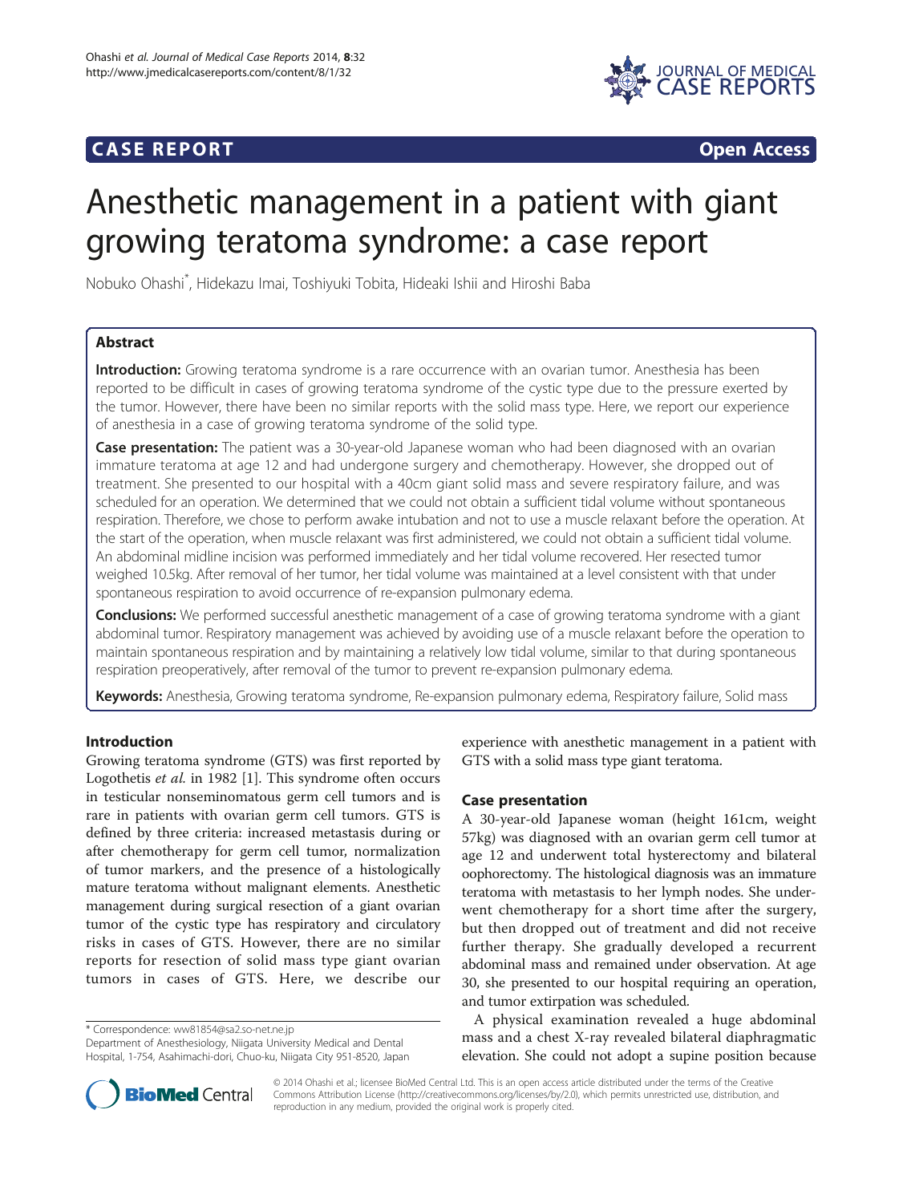**CASE REPORT** **Open Access**

# Anesthetic management in a patient with giant growing teratoma syndrome: a case report

Nobuko Ohashi*, Hidekazu Imai, Toshiyuki Tobita, Hideaki Ishii and Hiroshi Baba

## Abstract

**Introduction:** Growing teratoma syndrome is a rare occurrence with an ovarian tumor. Anesthesia has been reported to be difficult in cases of growing teratoma syndrome of the cystic type due to the pressure exerted by the tumor. However, there have been no similar reports with the solid mass type. Here, we report our experience of anesthesia in a case of growing teratoma syndrome of the solid type.

**Case presentation:** The patient was a 30-year-old Japanese woman who had been diagnosed with an ovarian immature teratoma at age 12 and had undergone surgery and chemotherapy. However, she dropped out of treatment. She presented to our hospital with a 40cm giant solid mass and severe respiratory failure, and was scheduled for an operation. We determined that we could not obtain a sufficient tidal volume without spontaneous respiration. Therefore, we chose to perform awake intubation and not to use a muscle relaxant before the operation. At the start of the operation, when muscle relaxant was first administered, we could not obtain a sufficient tidal volume. An abdominal midline incision was performed immediately and her tidal volume recovered. Her resected tumor weighed 10.5kg. After removal of her tumor, her tidal volume was maintained at a level consistent with that under spontaneous respiration to avoid occurrence of re-expansion pulmonary edema.

**Conclusions:** We performed successful anesthetic management of a case of growing teratoma syndrome with a giant abdominal tumor. Respiratory management was achieved by avoiding use of a muscle relaxant before the operation to maintain spontaneous respiration and by maintaining a relatively low tidal volume, similar to that during spontaneous respiration preoperatively, after removal of the tumor to prevent re-expansion pulmonary edema.

**Keywords:** Anesthesia, Growing teratoma syndrome, Re-expansion pulmonary edema, Respiratory failure, Solid mass

## Introduction

Growing teratoma syndrome (GTS) was first reported by Logothetis *et al.* in 1982 [1]. This syndrome often occurs in testicular nonseminomatous germ cell tumors and is rare in patients with ovarian germ cell tumors. GTS is defined by three criteria: increased metastasis during or after chemotherapy for germ cell tumor, normalization of tumor markers, and the presence of a histologically mature teratoma without malignant elements. Anesthetic management during surgical resection of a giant ovarian tumor of the cystic type has respiratory and circulatory risks in cases of GTS. However, there are no similar reports for resection of solid mass type giant ovarian tumors in cases of GTS. Here, we describe our experience with anesthetic management in a patient with GTS with a solid mass type giant teratoma.

## Case presentation

A 30-year-old Japanese woman (height 161cm, weight 57kg) was diagnosed with an ovarian germ cell tumor at age 12 and underwent total hysterectomy and bilateral oophorectomy. The histological diagnosis was an immature teratoma with metastasis to her lymph nodes. She underwent chemotherapy for a short time after the surgery, but then dropped out of treatment and did not receive further therapy. She gradually developed a recurrent abdominal mass and remained under observation. At age 30, she presented to our hospital requiring an operation, and tumor extirpation was scheduled.

A physical examination revealed a huge abdominal mass and a chest X-ray revealed bilateral diaphragmatic elevation. She could not adopt a supine position because

\* Correspondence: ww81854@sa2.so-net.ne.jp
Department of Anesthesiology, Niigata University Medical and Dental Hospital, 1-754, Asahimachi-dori, Chuo-ku, Niigata City 951-8520, Japan

© 2014 Ohashi et al.; licensee BioMed Central Ltd. This is an open access article distributed under the terms of the Creative Commons Attribution License (http://creativecommons.org/licenses/by/2.0), which permits unrestricted use, distribution, and reproduction in any medium, provided the original work is properly cited.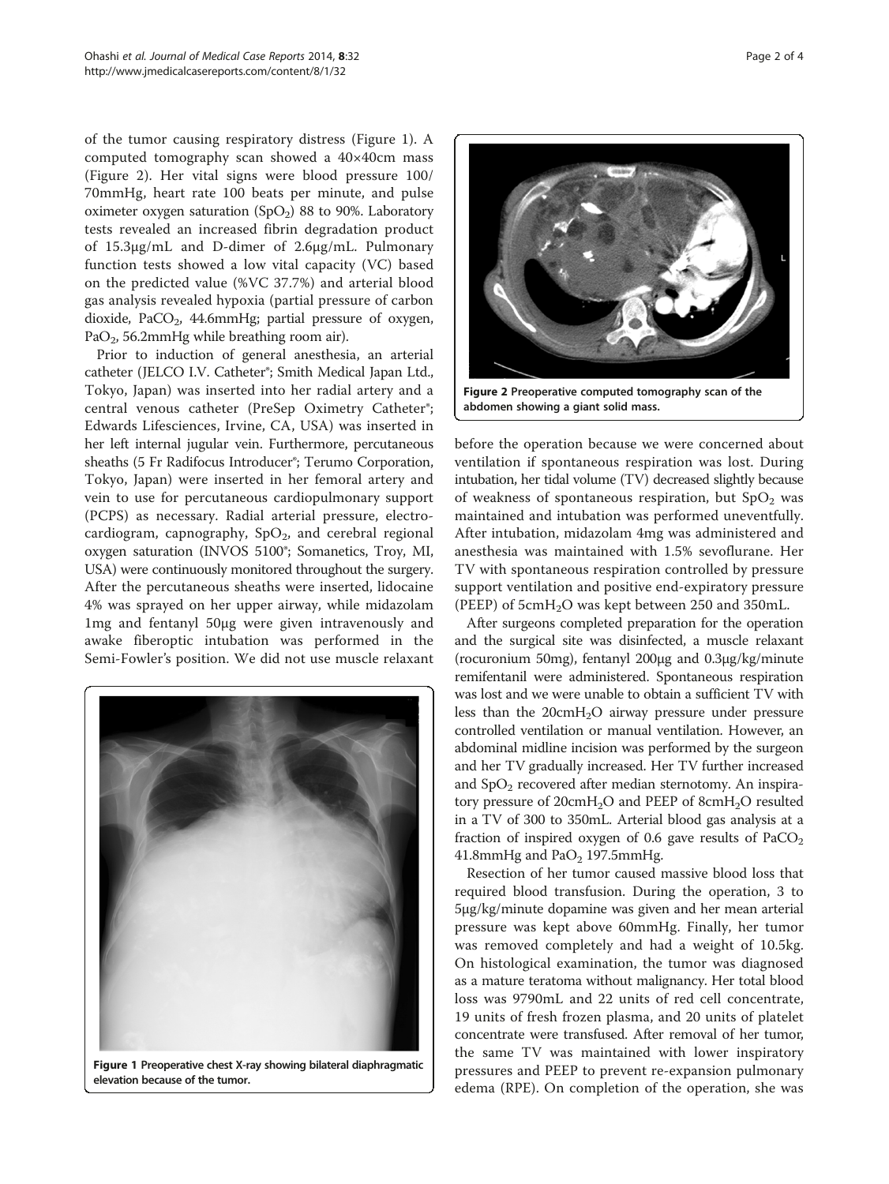of the tumor causing respiratory distress (Figure 1). A computed tomography scan showed a 40×40cm mass (Figure 2). Her vital signs were blood pressure 100/70mmHg, heart rate 100 beats per minute, and pulse oximeter oxygen saturation ($SpO_2$) 88 to 90%. Laboratory tests revealed an increased fibrin degradation product of 15.3μg/mL and D-dimer of 2.6μg/mL. Pulmonary function tests showed a low vital capacity (VC) based on the predicted value (%VC 37.7%) and arterial blood gas analysis revealed hypoxia (partial pressure of carbon dioxide, $PaCO_2$, 44.6mmHg; partial pressure of oxygen, $PaO_2$, 56.2mmHg while breathing room air).

Prior to induction of general anesthesia, an arterial catheter (JELCO I.V. Catheter®; Smith Medical Japan Ltd., Tokyo, Japan) was inserted into her radial artery and a central venous catheter (PreSep Oximetry Catheter®; Edwards Lifesciences, Irvine, CA, USA) was inserted in her left internal jugular vein. Furthermore, percutaneous sheaths (5 Fr Radifocus Introducer®; Terumo Corporation, Tokyo, Japan) were inserted in her femoral artery and vein to use for percutaneous cardiopulmonary support (PCPS) as necessary. Radial arterial pressure, electrocardiogram, capnography, $SpO_2$, and cerebral regional oxygen saturation (INVOS 5100®; Somanetics, Troy, MI, USA) were continuously monitored throughout the surgery. After the percutaneous sheaths were inserted, lidocaine 4% was sprayed on her upper airway, while midazolam 1mg and fentanyl 50μg were given intravenously and awake fiberoptic intubation was performed in the Semi-Fowler's position. We did not use muscle relaxant before the operation because we were concerned about ventilation if spontaneous respiration was lost. During intubation, her tidal volume (TV) decreased slightly because of weakness of spontaneous respiration, but $SpO_2$ was maintained and intubation was performed uneventfully. After intubation, midazolam 4mg was administered and anesthesia was maintained with 1.5% sevoflurane. Her TV with spontaneous respiration controlled by pressure support ventilation and positive end-expiratory pressure (PEEP) of 5cm$H_2O$ was kept between 250 and 350mL.

Figure 1 Preoperative chest X-ray showing bilateral diaphragmatic elevation because of the tumor.

Figure 2 Preoperative computed tomography scan of the abdomen showing a giant solid mass.

After surgeons completed preparation for the operation and the surgical site was disinfected, a muscle relaxant (rocuronium 50mg), fentanyl 200μg and 0.3μg/kg/minute remifentanil were administered. Spontaneous respiration was lost and we were unable to obtain a sufficient TV with less than the 20cm$H_2O$ airway pressure under pressure controlled ventilation or manual ventilation. However, an abdominal midline incision was performed by the surgeon and her TV gradually increased. Her TV further increased and $SpO_2$ recovered after median sternotomy. An inspiratory pressure of 20cm$H_2O$ and PEEP of 8cm$H_2O$ resulted in a TV of 300 to 350mL. Arterial blood gas analysis at a fraction of inspired oxygen of 0.6 gave results of $PaCO_2$ 41.8mmHg and $PaO_2$ 197.5mmHg.

Resection of her tumor caused massive blood loss that required blood transfusion. During the operation, 3 to 5μg/kg/minute dopamine was given and her mean arterial pressure was kept above 60mmHg. Finally, her tumor was removed completely and had a weight of 10.5kg. On histological examination, the tumor was diagnosed as a mature teratoma without malignancy. Her total blood loss was 9790mL and 22 units of red cell concentrate, 19 units of fresh frozen plasma, and 20 units of platelet concentrate were transfused. After removal of her tumor, the same TV was maintained with lower inspiratory pressures and PEEP to prevent re-expansion pulmonary edema (RPE). On completion of the operation, she was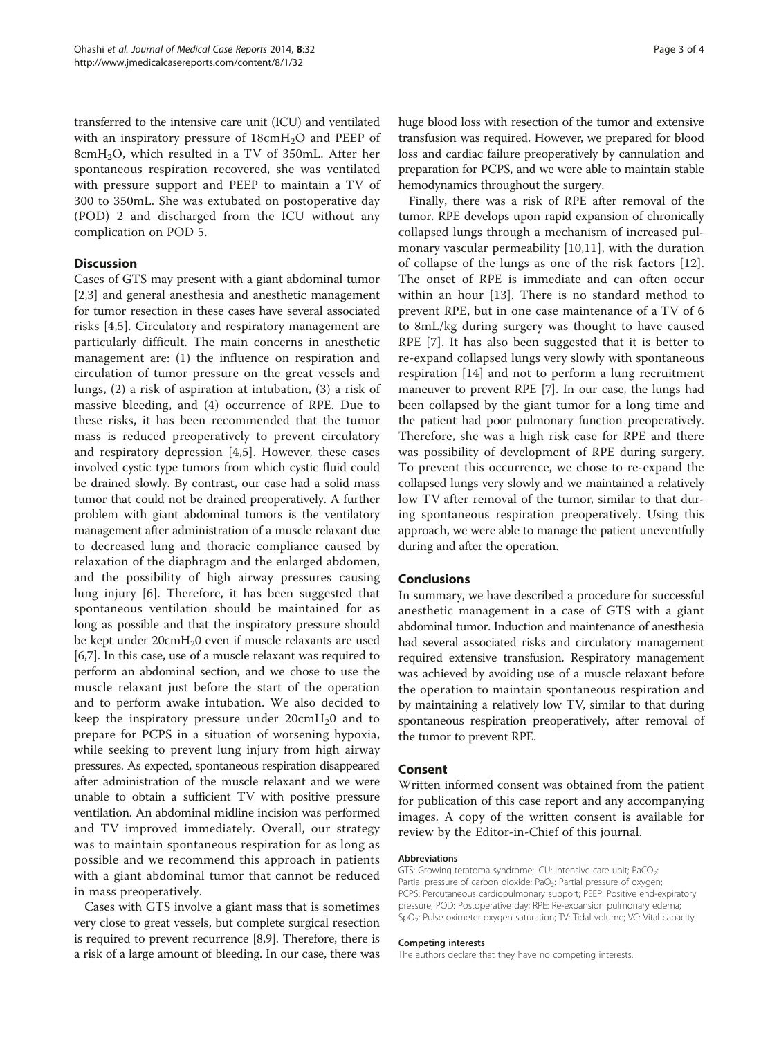transferred to the intensive care unit (ICU) and ventilated with an inspiratory pressure of $18 cmH_2O$ and PEEP of $8 cmH_2O$, which resulted in a TV of 350mL. After her spontaneous respiration recovered, she was ventilated with pressure support and PEEP to maintain a TV of 300 to 350mL. She was extubated on postoperative day (POD) 2 and discharged from the ICU without any complication on POD 5.

## Discussion

Cases of GTS may present with a giant abdominal tumor [2,3] and general anesthesia and anesthetic management for tumor resection in these cases have several associated risks [4,5]. Circulatory and respiratory management are particularly difficult. The main concerns in anesthetic management are: (1) the influence on respiration and circulation of tumor pressure on the great vessels and lungs, (2) a risk of aspiration at intubation, (3) a risk of massive bleeding, and (4) occurrence of RPE. Due to these risks, it has been recommended that the tumor mass is reduced preoperatively to prevent circulatory and respiratory depression [4,5]. However, these cases involved cystic type tumors from which cystic fluid could be drained slowly. By contrast, our case had a solid mass tumor that could not be drained preoperatively. A further problem with giant abdominal tumors is the ventilatory management after administration of a muscle relaxant due to decreased lung and thoracic compliance caused by relaxation of the diaphragm and the enlarged abdomen, and the possibility of high airway pressures causing lung injury [6]. Therefore, it has been suggested that spontaneous ventilation should be maintained for as long as possible and that the inspiratory pressure should be kept under $20 cmH_20$ even if muscle relaxants are used [6,7]. In this case, use of a muscle relaxant was required to perform an abdominal section, and we chose to use the muscle relaxant just before the start of the operation and to perform awake intubation. We also decided to keep the inspiratory pressure under $20 cmH_20$ and to prepare for PCPS in a situation of worsening hypoxia, while seeking to prevent lung injury from high airway pressures. As expected, spontaneous respiration disappeared after administration of the muscle relaxant and we were unable to obtain a sufficient TV with positive pressure ventilation. An abdominal midline incision was performed and TV improved immediately. Overall, our strategy was to maintain spontaneous respiration for as long as possible and we recommend this approach in patients with a giant abdominal tumor that cannot be reduced in mass preoperatively.

Cases with GTS involve a giant mass that is sometimes very close to great vessels, but complete surgical resection is required to prevent recurrence [8,9]. Therefore, there is a risk of a large amount of bleeding. In our case, there was huge blood loss with resection of the tumor and extensive transfusion was required. However, we prepared for blood loss and cardiac failure preoperatively by cannulation and preparation for PCPS, and we were able to maintain stable hemodynamics throughout the surgery.

Finally, there was a risk of RPE after removal of the tumor. RPE develops upon rapid expansion of chronically collapsed lungs through a mechanism of increased pulmonary vascular permeability [10,11], with the duration of collapse of the lungs as one of the risk factors [12]. The onset of RPE is immediate and can often occur within an hour [13]. There is no standard method to prevent RPE, but in one case maintenance of a TV of 6 to 8mL/kg during surgery was thought to have caused RPE [7]. It has also been suggested that it is better to re-expand collapsed lungs very slowly with spontaneous respiration [14] and not to perform a lung recruitment maneuver to prevent RPE [7]. In our case, the lungs had been collapsed by the giant tumor for a long time and the patient had poor pulmonary function preoperatively. Therefore, she was a high risk case for RPE and there was possibility of development of RPE during surgery. To prevent this occurrence, we chose to re-expand the collapsed lungs very slowly and we maintained a relatively low TV after removal of the tumor, similar to that during spontaneous respiration preoperatively. Using this approach, we were able to manage the patient uneventfully during and after the operation.

## Conclusions

In summary, we have described a procedure for successful anesthetic management in a case of GTS with a giant abdominal tumor. Induction and maintenance of anesthesia had several associated risks and circulatory management required extensive transfusion. Respiratory management was achieved by avoiding use of a muscle relaxant before the operation to maintain spontaneous respiration and by maintaining a relatively low TV, similar to that during spontaneous respiration preoperatively, after removal of the tumor to prevent RPE.

## Consent

Written informed consent was obtained from the patient for publication of this case report and any accompanying images. A copy of the written consent is available for review by the Editor-in-Chief of this journal.

#### Abbreviations

GTS: Growing teratoma syndrome; ICU: Intensive care unit; $PaCO_2$: Partial pressure of carbon dioxide; $PaO_2$: Partial pressure of oxygen; PCPS: Percutaneous cardiopulmonary support; PEEP: Positive end-expiratory pressure; POD: Postoperative day; RPE: Re-expansion pulmonary edema; $SpO_2$: Pulse oximeter oxygen saturation; TV: Tidal volume; VC: Vital capacity.

#### Competing interests

The authors declare that they have no competing interests.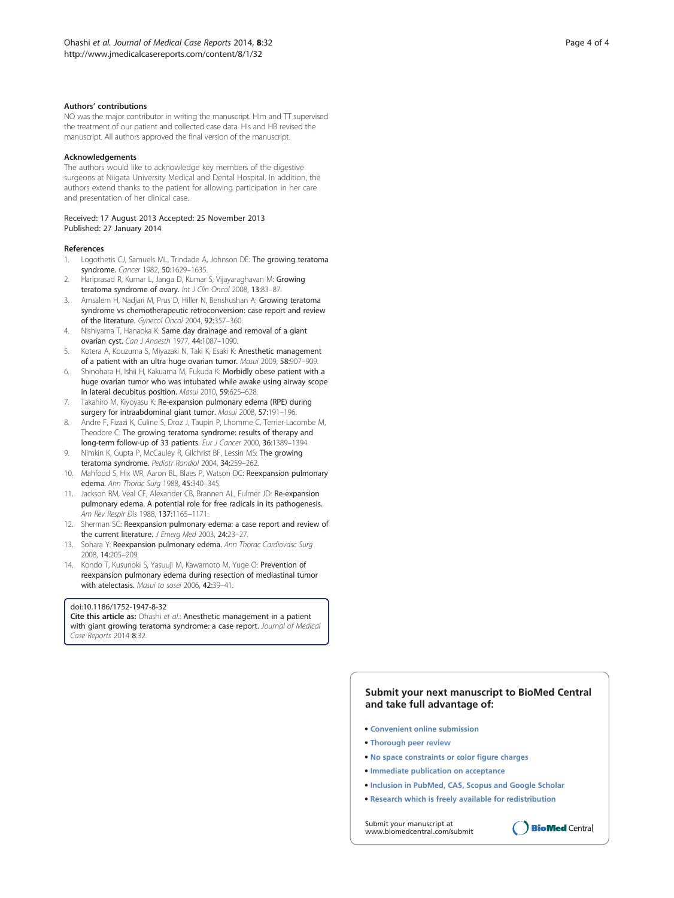### Authors' contributions

NO was the major contributor in writing the manuscript. HIm and TT supervised the treatment of our patient and collected case data. HIs and HB revised the manuscript. All authors approved the final version of the manuscript.

### Acknowledgements

The authors would like to acknowledge key members of the digestive surgeons at Niigata University Medical and Dental Hospital. In addition, the authors extend thanks to the patient for allowing participation in her care and presentation of her clinical case.

Received: 17 August 2013 Accepted: 25 November 2013
Published: 27 January 2014

### References

1. Logothetis CJ, Samuels ML, Trindade A, Johnson DE: **The growing teratoma syndrome.** *Cancer* 1982, **50:**1629–1635.
2. Hariprasad R, Kumar L, Janga D, Kumar S, Vijayaraghavan M: **Growing teratoma syndrome of ovary.** *Int J Clin Oncol* 2008, **13:**83–87.
3. Amsalem H, Nadjari M, Prus D, Hiller N, Benshushan A: **Growing teratoma syndrome vs chemotherapeutic retroconversion: case report and review of the literature.** *Gynecol Oncol* 2004, **92:**357–360.
4. Nishiyama T, Hanaoka K: **Same day drainage and removal of a giant ovarian cyst.** *Can J Anaesth* 1977, **44:**1087–1090.
5. Kotera A, Kouzuma S, Miyazaki N, Taki K, Esaki K: **Anesthetic management of a patient with an ultra huge ovarian tumor.** *Masui* 2009, **58:**907–909.
6. Shinohara H, Ishii H, Kakuama M, Fukuda K: **Morbidly obese patient with a huge ovarian tumor who was intubated while awake using airway scope in lateral decubitus position.** *Masui* 2010, **59:**625–628.
7. Takahiro M, Kiyoyasu K: **Re-expansion pulmonary edema (RPE) during surgery for intraabdominal giant tumor.** *Masui* 2008, **57:**191–196.
8. Andre F, Fizazi K, Culine S, Droz J, Taupin P, Lhomme C, Terrier-Lacombe M, Theodore C: **The growing teratoma syndrome: results of therapy and long-term follow-up of 33 patients.** *Eur J Cancer* 2000, **36:**1389–1394.
9. Nimkin K, Gupta P, McCauley R, Gilchrist BF, Lessin MS: **The growing teratoma syndrome.** *Pediatr Randiol* 2004, **34:**259–262.
10. Mahfood S, Hix WR, Aaron BL, Blaes P, Watson DC: **Reexpansion pulmonary edema.** *Ann Thorac Surg* 1988, **45:**340–345.
11. Jackson RM, Veal CF, Alexander CB, Brannen AL, Fulmer JD: **Re-expansion pulmonary edema. A potential role for free radicals in its pathogenesis.** *Am Rev Respir Dis* 1988, **137:**1165–1171.
12. Sherman SC: **Reexpansion pulmonary edema: a case report and review of the current literature.** *J Emerg Med* 2003, **24:**23–27.
13. Sohara Y: **Reexpansion pulmonary edema.** *Ann Thorac Cardiovasc Surg* 2008, **14:**205–209.
14. Kondo T, Kusunoki S, Yasuuji M, Kawamoto M, Yuge O: **Prevention of reexpansion pulmonary edema during resection of mediastinal tumor with atelectasis.** *Masui to sosei* 2006, **42:**39–41.

doi:10.1186/1752-1947-8-32
**Cite this article as:** Ohashi *et al.*: Anesthetic management in a patient with giant growing teratoma syndrome: a case report. *Journal of Medical Case Reports* 2014 **8**:32.

**Submit your next manuscript to BioMed Central and take full advantage of:**

- **Convenient online submission**
- **Thorough peer review**
- **No space constraints or color figure charges**
- **Immediate publication on acceptance**
- **Inclusion in PubMed, CAS, Scopus and Google Scholar**
- **Research which is freely available for redistribution**

Submit your manuscript at
www.biomedcentral.com/submit

BioMed Central